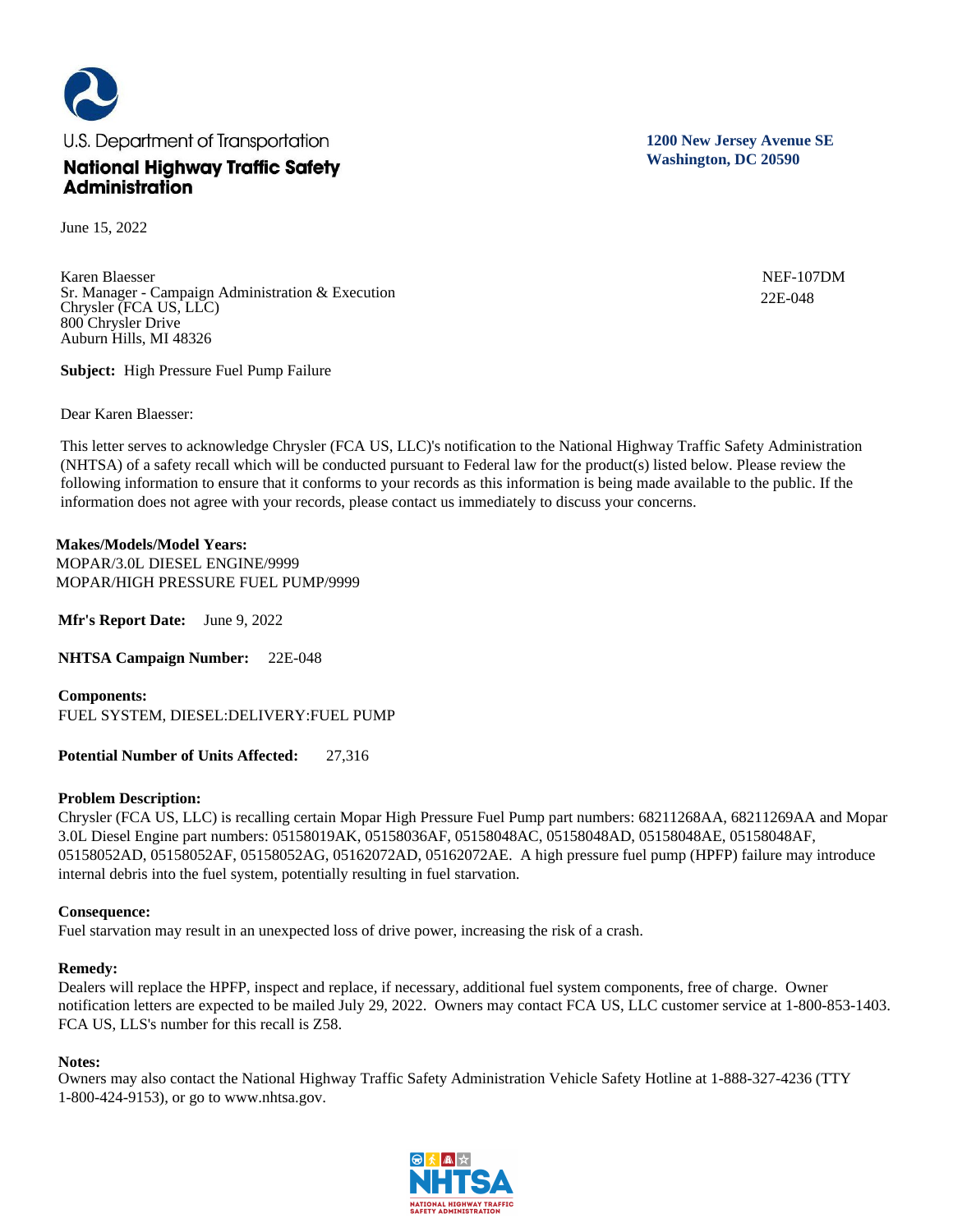U.S. Department of Transportation

**National Highway Traffic Safety Administration**

**1200 New Jersey Avenue SE**
**Washington, DC 20590**

June 15, 2022

Karen Blaesser
Sr. Manager - Campaign Administration & Execution
Chrysler (FCA US, LLC)
800 Chrysler Drive
Auburn Hills, MI 48326

NEF-107DM
22E-048

**Subject:** High Pressure Fuel Pump Failure

Dear Karen Blaesser:

This letter serves to acknowledge Chrysler (FCA US, LLC)'s notification to the National Highway Traffic Safety Administration (NHTSA) of a safety recall which will be conducted pursuant to Federal law for the product(s) listed below. Please review the following information to ensure that it conforms to your records as this information is being made available to the public. If the information does not agree with your records, please contact us immediately to discuss your concerns.

**Makes/Models/Model Years:**
MOPAR/3.0L DIESEL ENGINE/9999
MOPAR/HIGH PRESSURE FUEL PUMP/9999

**Mfr's Report Date:** June 9, 2022

**NHTSA Campaign Number:** 22E-048

**Components:**
FUEL SYSTEM, DIESEL:DELIVERY:FUEL PUMP

**Potential Number of Units Affected:** 27,316

**Problem Description:**
Chrysler (FCA US, LLC) is recalling certain Mopar High Pressure Fuel Pump part numbers: 68211268AA, 68211269AA and Mopar 3.0L Diesel Engine part numbers: 05158019AK, 05158036AF, 05158048AC, 05158048AD, 05158048AE, 05158048AF, 05158052AD, 05158052AF, 05158052AG, 05162072AD, 05162072AE. A high pressure fuel pump (HPFP) failure may introduce internal debris into the fuel system, potentially resulting in fuel starvation.

**Consequence:**
Fuel starvation may result in an unexpected loss of drive power, increasing the risk of a crash.

**Remedy:**
Dealers will replace the HPFP, inspect and replace, if necessary, additional fuel system components, free of charge. Owner notification letters are expected to be mailed July 29, 2022. Owners may contact FCA US, LLC customer service at 1-800-853-1403. FCA US, LLS's number for this recall is Z58.

**Notes:**
Owners may also contact the National Highway Traffic Safety Administration Vehicle Safety Hotline at 1-888-327-4236 (TTY 1-800-424-9153), or go to www.nhtsa.gov.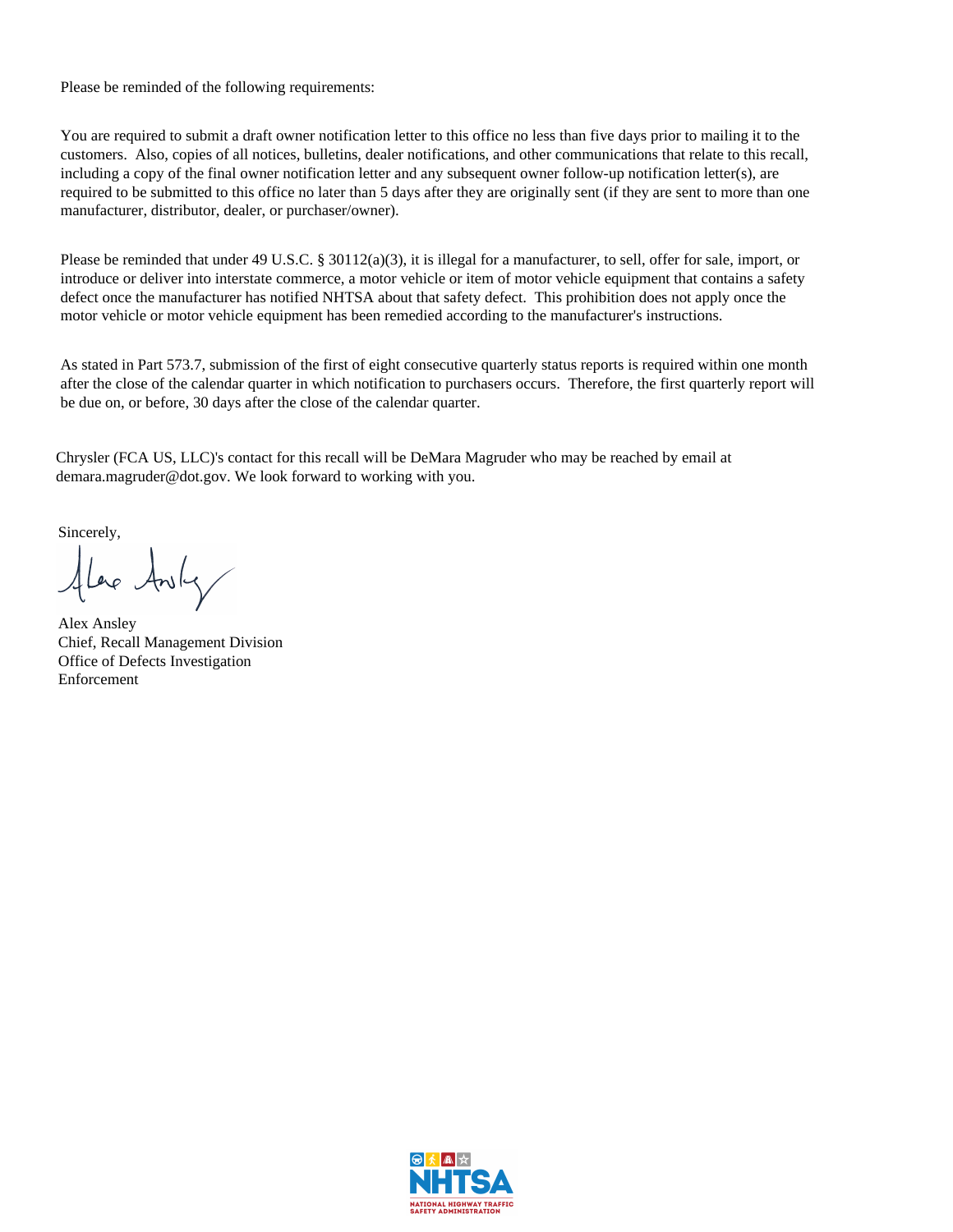Please be reminded of the following requirements:

You are required to submit a draft owner notification letter to this office no less than five days prior to mailing it to the customers. Also, copies of all notices, bulletins, dealer notifications, and other communications that relate to this recall, including a copy of the final owner notification letter and any subsequent owner follow-up notification letter(s), are required to be submitted to this office no later than 5 days after they are originally sent (if they are sent to more than one manufacturer, distributor, dealer, or purchaser/owner).

Please be reminded that under 49 U.S.C. § 30112(a)(3), it is illegal for a manufacturer, to sell, offer for sale, import, or introduce or deliver into interstate commerce, a motor vehicle or item of motor vehicle equipment that contains a safety defect once the manufacturer has notified NHTSA about that safety defect. This prohibition does not apply once the motor vehicle or motor vehicle equipment has been remedied according to the manufacturer's instructions.

As stated in Part 573.7, submission of the first of eight consecutive quarterly status reports is required within one month after the close of the calendar quarter in which notification to purchasers occurs. Therefore, the first quarterly report will be due on, or before, 30 days after the close of the calendar quarter.

Chrysler (FCA US, LLC)'s contact for this recall will be DeMara Magruder who may be reached by email at demara.magruder@dot.gov. We look forward to working with you.

Sincerely,

Alex Ansley
Chief, Recall Management Division
Office of Defects Investigation
Enforcement

NHTSA
NATIONAL HIGHWAY TRAFFIC SAFETY ADMINISTRATION